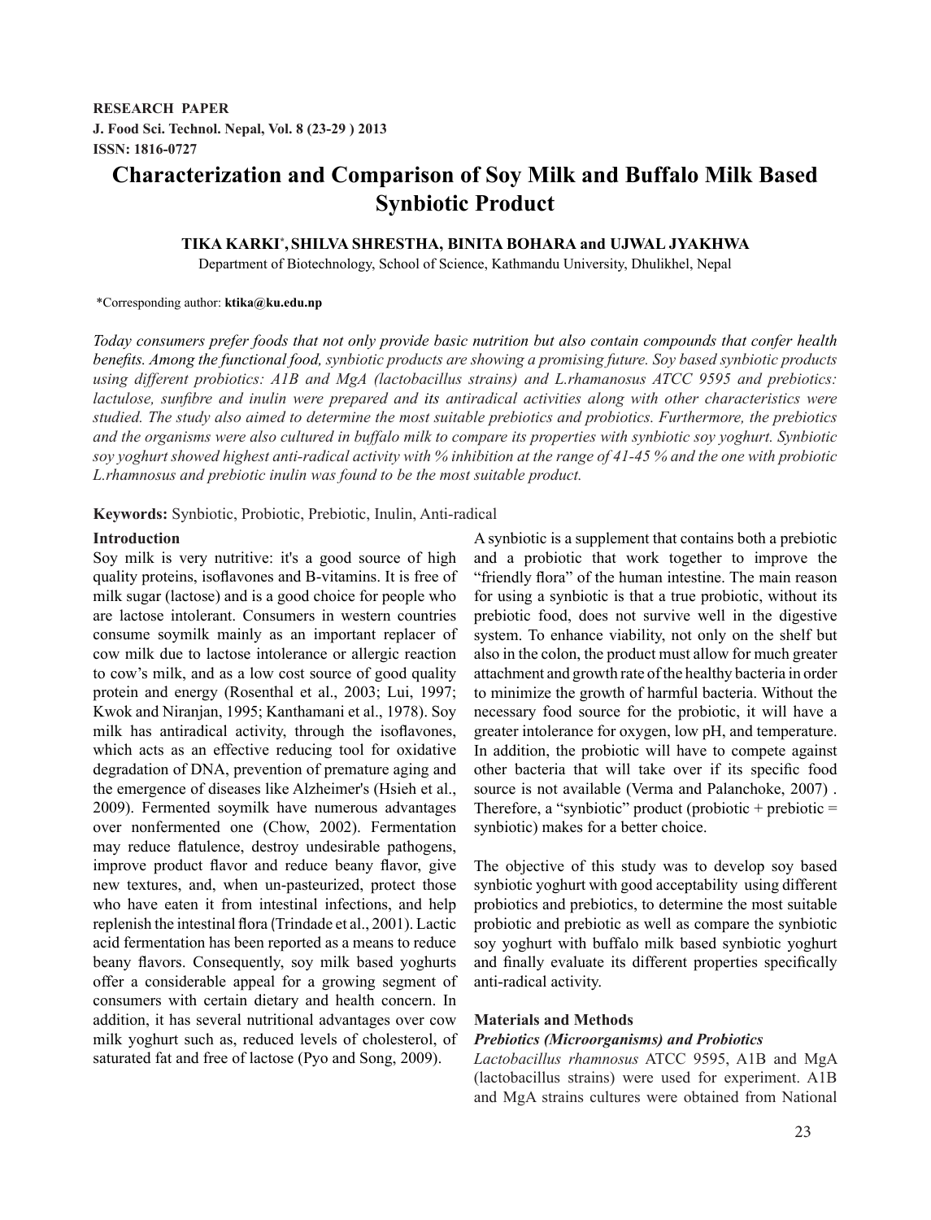**RESEARCH PAPER**

**J. Food Sci. Technol. Nepal, Vol. 8 (23-29 ) 2013**

**ISSN: 1816-0727**

# Characterization and Comparison of Soy Milk and Buffalo Milk Based Synbiotic Product

**TIKA KARKI[*], SHILVA SHRESTHA, BINITA BOHARA and UJWAL JYAKHWA**

Department of Biotechnology, School of Science, Kathmandu University, Dhulikhel, Nepal

*Corresponding author: **ktika@ku.edu.np**

*Today consumers prefer foods that not only provide basic nutrition but also contain compounds that confer health benefits. Among the functional food, synbiotic products are showing a promising future. Soy based synbiotic products using different probiotics: A1B and MgA (lactobacillus strains) and L.rhamanosus ATCC 9595 and prebiotics: lactulose, sunfibre and inulin were prepared and its antiradical activities along with other characteristics were studied. The study also aimed to determine the most suitable prebiotics and probiotics. Furthermore, the prebiotics and the organisms were also cultured in buffalo milk to compare its properties with synbiotic soy yoghurt. Synbiotic soy yoghurt showed highest anti-radical activity with % inhibition at the range of 41-45 % and the one with probiotic L.rhamnosus and prebiotic inulin was found to be the most suitable product.*

**Keywords:** Synbiotic, Probiotic, Prebiotic, Inulin, Anti-radical

## Introduction

Soy milk is very nutritive: it's a good source of high quality proteins, isoflavones and B-vitamins. It is free of milk sugar (lactose) and is a good choice for people who are lactose intolerant. Consumers in western countries consume soymilk mainly as an important replacer of cow milk due to lactose intolerance or allergic reaction to cow's milk, and as a low cost source of good quality protein and energy (Rosenthal et al., 2003; Lui, 1997; Kwok and Niranjan, 1995; Kanthamani et al., 1978). Soy milk has antiradical activity, through the isoflavones, which acts as an effective reducing tool for oxidative degradation of DNA, prevention of premature aging and the emergence of diseases like Alzheimer's (Hsieh et al., 2009). Fermented soymilk have numerous advantages over nonfermented one (Chow, 2002). Fermentation may reduce flatulence, destroy undesirable pathogens, improve product flavor and reduce beany flavor, give new textures, and, when un-pasteurized, protect those who have eaten it from intestinal infections, and help replenish the intestinal flora (Trindade et al., 2001). Lactic acid fermentation has been reported as a means to reduce beany flavors. Consequently, soy milk based yoghurts offer a considerable appeal for a growing segment of consumers with certain dietary and health concern. In addition, it has several nutritional advantages over cow milk yoghurt such as, reduced levels of cholesterol, of saturated fat and free of lactose (Pyo and Song, 2009).

A synbiotic is a supplement that contains both a prebiotic and a probiotic that work together to improve the "friendly flora" of the human intestine. The main reason for using a synbiotic is that a true probiotic, without its prebiotic food, does not survive well in the digestive system. To enhance viability, not only on the shelf but also in the colon, the product must allow for much greater attachment and growth rate of the healthy bacteria in order to minimize the growth of harmful bacteria. Without the necessary food source for the probiotic, it will have a greater intolerance for oxygen, low pH, and temperature. In addition, the probiotic will have to compete against other bacteria that will take over if its specific food source is not available (Verma and Palanchoke, 2007) . Therefore, a "synbiotic" product (probiotic + prebiotic = synbiotic) makes for a better choice.

The objective of this study was to develop soy based synbiotic yoghurt with good acceptability using different probiotics and prebiotics, to determine the most suitable probiotic and prebiotic as well as compare the synbiotic soy yoghurt with buffalo milk based synbiotic yoghurt and finally evaluate its different properties specifically anti-radical activity.

## Materials and Methods

### *Prebiotics (Microorganisms) and Probiotics*

*Lactobacillus rhamnosus* ATCC 9595, A1B and MgA (lactobacillus strains) were used for experiment. A1B and MgA strains cultures were obtained from National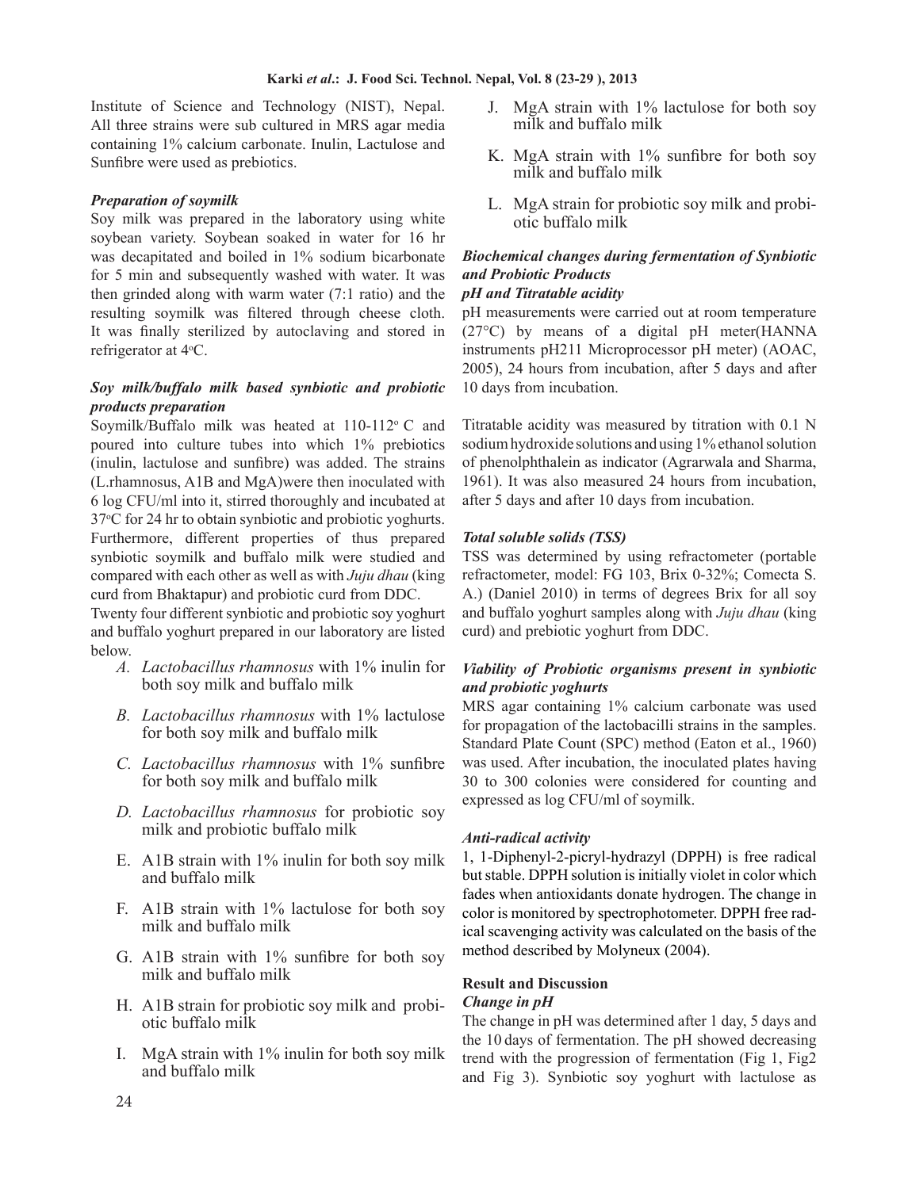Institute of Science and Technology (NIST), Nepal. All three strains were sub cultured in MRS agar media containing 1% calcium carbonate. Inulin, Lactulose and Sunfibre were used as prebiotics.

### *Preparation of soymilk*

Soy milk was prepared in the laboratory using white soybean variety. Soybean soaked in water for 16 hr was decapitated and boiled in 1% sodium bicarbonate for 5 min and subsequently washed with water. It was then grinded along with warm water (7:1 ratio) and the resulting soymilk was filtered through cheese cloth. It was finally sterilized by autoclaving and stored in refrigerator at 4°C.

### *Soy milk/buffalo milk based synbiotic and probiotic products preparation*

Soymilk/Buffalo milk was heated at 110-112° C and poured into culture tubes into which 1% prebiotics (inulin, lactulose and sunfibre) was added. The strains (L.rhamnosus, A1B and MgA)were then inoculated with 6 log CFU/ml into it, stirred thoroughly and incubated at 37°C for 24 hr to obtain synbiotic and probiotic yoghurts. Furthermore, different properties of thus prepared synbiotic soymilk and buffalo milk were studied and compared with each other as well as with *Juju dhau* (king curd from Bhaktapur) and probiotic curd from DDC.

Twenty four different synbiotic and probiotic soy yoghurt and buffalo yoghurt prepared in our laboratory are listed below.

A. *Lactobacillus rhamnosus* with 1% inulin for both soy milk and buffalo milk
B. *Lactobacillus rhamnosus* with 1% lactulose for both soy milk and buffalo milk
C. *Lactobacillus rhamnosus* with 1% sunfibre for both soy milk and buffalo milk
D. *Lactobacillus rhamnosus* for probiotic soy milk and probiotic buffalo milk
E. A1B strain with 1% inulin for both soy milk and buffalo milk
F. A1B strain with 1% lactulose for both soy milk and buffalo milk
G. A1B strain with 1% sunfibre for both soy milk and buffalo milk
H. A1B strain for probiotic soy milk and probiotic buffalo milk
I. MgA strain with 1% inulin for both soy milk and buffalo milk
J. MgA strain with 1% lactulose for both soy milk and buffalo milk
K. MgA strain with 1% sunfibre for both soy milk and buffalo milk
L. MgA strain for probiotic soy milk and probiotic buffalo milk

### *Biochemical changes during fermentation of Synbiotic and Probiotic Products*

#### *pH and Titratable acidity*

pH measurements were carried out at room temperature (27°C) by means of a digital pH meter(HANNA instruments pH211 Microprocessor pH meter) (AOAC, 2005), 24 hours from incubation, after 5 days and after 10 days from incubation.

Titratable acidity was measured by titration with 0.1 N sodium hydroxide solutions and using 1% ethanol solution of phenolphthalein as indicator (Agrarwala and Sharma, 1961). It was also measured 24 hours from incubation, after 5 days and after 10 days from incubation.

### *Total soluble solids (TSS)*

TSS was determined by using refractometer (portable refractometer, model: FG 103, Brix 0-32%; Comecta S. A.) (Daniel 2010) in terms of degrees Brix for all soy and buffalo yoghurt samples along with *Juju dhau* (king curd) and prebiotic yoghurt from DDC.

### *Viability of Probiotic organisms present in synbiotic and probiotic yoghurts*

MRS agar containing 1% calcium carbonate was used for propagation of the lactobacilli strains in the samples. Standard Plate Count (SPC) method (Eaton et al., 1960) was used. After incubation, the inoculated plates having 30 to 300 colonies were considered for counting and expressed as log CFU/ml of soymilk.

### *Anti-radical activity*

1, 1-Diphenyl-2-picryl-hydrazyl (DPPH) is free radical but stable. DPPH solution is initially violet in color which fades when antioxidants donate hydrogen. The change in color is monitored by spectrophotometer. DPPH free radical scavenging activity was calculated on the basis of the method described by Molyneux (2004).

## Result and Discussion

### *Change in pH*

The change in pH was determined after 1 day, 5 days and the 10 days of fermentation. The pH showed decreasing trend with the progression of fermentation (Fig 1, Fig2 and Fig 3). Synbiotic soy yoghurt with lactulose as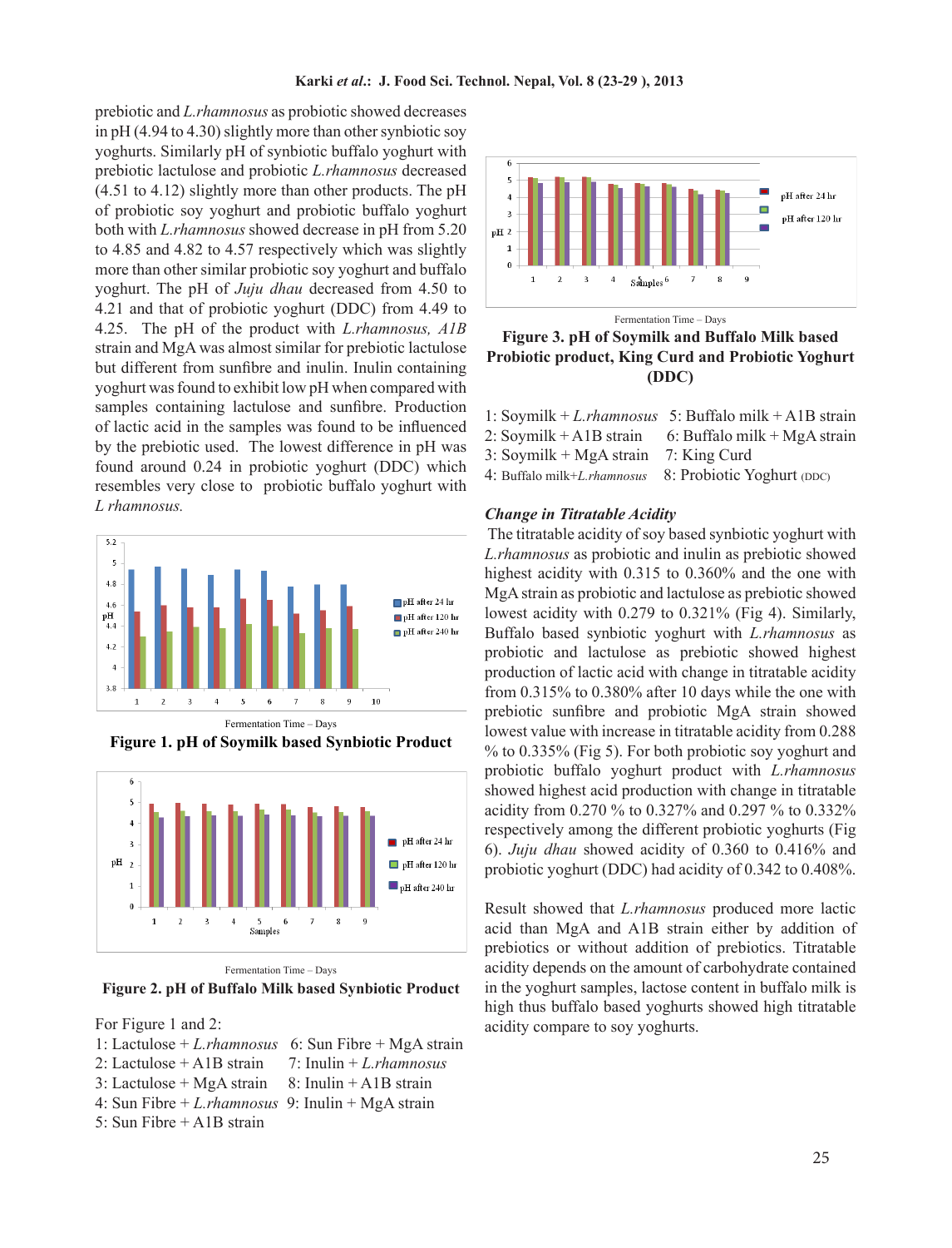prebiotic and *L.rhamnosus* as probiotic showed decreases in pH (4.94 to 4.30) slightly more than other synbiotic soy yoghurts. Similarly pH of synbiotic buffalo yoghurt with prebiotic lactulose and probiotic *L.rhamnosus* decreased (4.51 to 4.12) slightly more than other products. The pH of probiotic soy yoghurt and probiotic buffalo yoghurt both with *L.rhamnosus* showed decrease in pH from 5.20 to 4.85 and 4.82 to 4.57 respectively which was slightly more than other similar probiotic soy yoghurt and buffalo yoghurt. The pH of *Juju dhau* decreased from 4.50 to 4.21 and that of probiotic yoghurt (DDC) from 4.49 to 4.25. The pH of the product with *L.rhamnosus, A1B* strain and MgA strain was almost similar for prebiotic lactulose but different from sunfibre and inulin. Inulin containing yoghurt was found to exhibit low pH when compared with samples containing lactulose and sunfibre. Production of lactic acid in the samples was found to be influenced by the prebiotic used. The lowest difference in pH was found around 0.24 in probiotic yoghurt (DDC) which resembles very close to probiotic buffalo yoghurt with *L rhamnosus.*

Fermentation Time – Days

**Figure 1. pH of Soymilk based Synbiotic Product**

Fermentation Time – Days

**Figure 2. pH of Buffalo Milk based Synbiotic Product**

For Figure 1 and 2:

1: Lactulose + *L.rhamnosus*
2: Lactulose + A1B strain
3: Lactulose + MgA strain
4: Sun Fibre + *L.rhamnosus*
5: Sun Fibre + A1B strain
6: Sun Fibre + MgA strain
7: Inulin + *L.rhamnosus*
8: Inulin + A1B strain
9: Inulin + MgA strain

Fermentation Time – Days

**Figure 3. pH of Soymilk and Buffalo Milk based Probiotic product, King Curd and Probiotic Yoghurt (DDC)**

1: Soymilk + *L.rhamnosus*
2: Soymilk + A1B strain
3: Soymilk + MgA strain
4: Buffalo milk+*L.rhamnosus*
5: Buffalo milk + A1B strain
6: Buffalo milk + MgA strain
7: King Curd
8: Probiotic Yoghurt (DDC)

***Change in Titratable Acidity***

The titratable acidity of soy based synbiotic yoghurt with *L.rhamnosus* as probiotic and inulin as prebiotic showed highest acidity with 0.315 to 0.360% and the one with MgA strain as probiotic and lactulose as prebiotic showed lowest acidity with 0.279 to 0.321% (Fig 4). Similarly, Buffalo based synbiotic yoghurt with *L.rhamnosus* as probiotic and lactulose as prebiotic showed highest production of lactic acid with change in titratable acidity from 0.315% to 0.380% after 10 days while the one with prebiotic sunfibre and probiotic MgA strain showed lowest value with increase in titratable acidity from 0.288 % to 0.335% (Fig 5). For both probiotic soy yoghurt and probiotic buffalo yoghurt product with *L.rhamnosus* showed highest acid production with change in titratable acidity from 0.270 % to 0.327% and 0.297 % to 0.332% respectively among the different probiotic yoghurts (Fig 6). *Juju dhau* showed acidity of 0.360 to 0.416% and probiotic yoghurt (DDC) had acidity of 0.342 to 0.408%.

Result showed that *L.rhamnosus* produced more lactic acid than MgA and A1B strain either by addition of prebiotics or without addition of prebiotics. Titratable acidity depends on the amount of carbohydrate contained in the yoghurt samples, lactose content in buffalo milk is high thus buffalo based yoghurts showed high titratable acidity compare to soy yoghurts.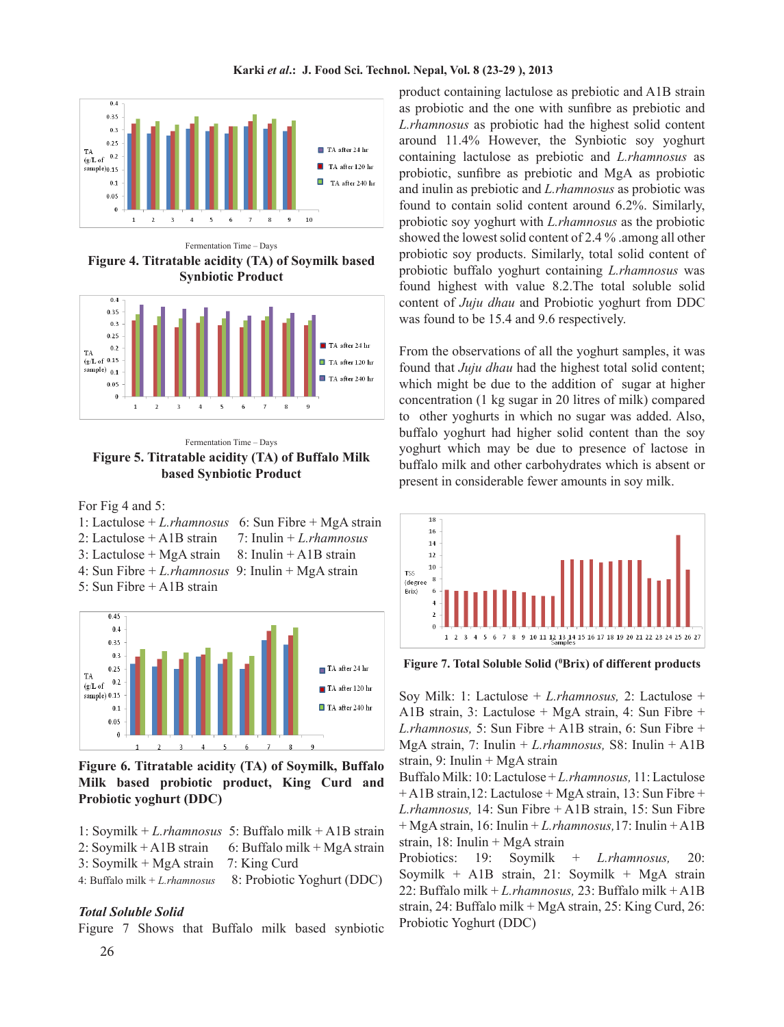Fermentation Time – Days

**Figure 4. Titratable acidity (TA) of Soymilk based Synbiotic Product**

Fermentation Time – Days

**Figure 5. Titratable acidity (TA) of Buffalo Milk based Synbiotic Product**

For Fig 4 and 5:

1: Lactulose + *L.rhamnosus*
2: Lactulose + A1B strain
3: Lactulose + MgA strain
4: Sun Fibre + *L.rhamnosus*
5: Sun Fibre + A1B strain
6: Sun Fibre + MgA strain
7: Inulin + *L.rhamnosus*
8: Inulin + A1B strain
9: Inulin + MgA strain

**Figure 6. Titratable acidity (TA) of Soymilk, Buffalo Milk based probiotic product, King Curd and Probiotic yoghurt (DDC)**

1: Soymilk + *L.rhamnosus*
2: Soymilk + A1B strain
3: Soymilk + MgA strain
4: Buffalo milk + *L.rhamnosus*
5: Buffalo milk + A1B strain
6: Buffalo milk + MgA strain
7: King Curd
8: Probiotic Yoghurt (DDC)

### *Total Soluble Solid*

Figure 7 Shows that Buffalo milk based synbiotic product containing lactulose as prebiotic and A1B strain as probiotic and the one with sunfibre as prebiotic and *L.rhamnosus* as probiotic had the highest solid content around 11.4% However, the Synbiotic soy yoghurt containing lactulose as prebiotic and *L.rhamnosus* as probiotic, sunfibre as prebiotic and MgA as probiotic and inulin as prebiotic and *L.rhamnosus* as probiotic was found to contain solid content around 6.2%. Similarly, probiotic soy yoghurt with *L.rhamnosus* as the probiotic showed the lowest solid content of 2.4 % .among all other probiotic soy products. Similarly, total solid content of probiotic buffalo yoghurt containing *L.rhamnosus* was found highest with value 8.2.The total soluble solid content of *Juju dhau* and Probiotic yoghurt from DDC was found to be 15.4 and 9.6 respectively.

From the observations of all the yoghurt samples, it was found that *Juju dhau* had the highest total solid content; which might be due to the addition of sugar at higher concentration (1 kg sugar in 20 litres of milk) compared to other yoghurts in which no sugar was added. Also, buffalo yoghurt had higher solid content than the soy yoghurt which may be due to presence of lactose in buffalo milk and other carbohydrates which is absent or present in considerable fewer amounts in soy milk.

**Figure 7. Total Soluble Solid ($^0$Brix) of different products**

Soy Milk: 1: Lactulose + *L.rhamnosus,* 2: Lactulose + A1B strain, 3: Lactulose + MgA strain, 4: Sun Fibre + *L.rhamnosus,* 5: Sun Fibre + A1B strain, 6: Sun Fibre + MgA strain, 7: Inulin + *L.rhamnosus,* S8: Inulin + A1B strain, 9: Inulin + MgA strain

Buffalo Milk: 10: Lactulose + *L.rhamnosus,* 11: Lactulose + A1B strain,12: Lactulose + MgA strain, 13: Sun Fibre + *L.rhamnosus,* 14: Sun Fibre + A1B strain, 15: Sun Fibre + MgA strain, 16: Inulin + *L.rhamnosus,*17: Inulin + A1B strain, 18: Inulin + MgA strain

Probiotics: 19: Soymilk + *L.rhamnosus,* 20: Soymilk + A1B strain, 21: Soymilk + MgA strain 22: Buffalo milk + *L.rhamnosus,* 23: Buffalo milk + A1B strain, 24: Buffalo milk + MgA strain, 25: King Curd, 26: Probiotic Yoghurt (DDC)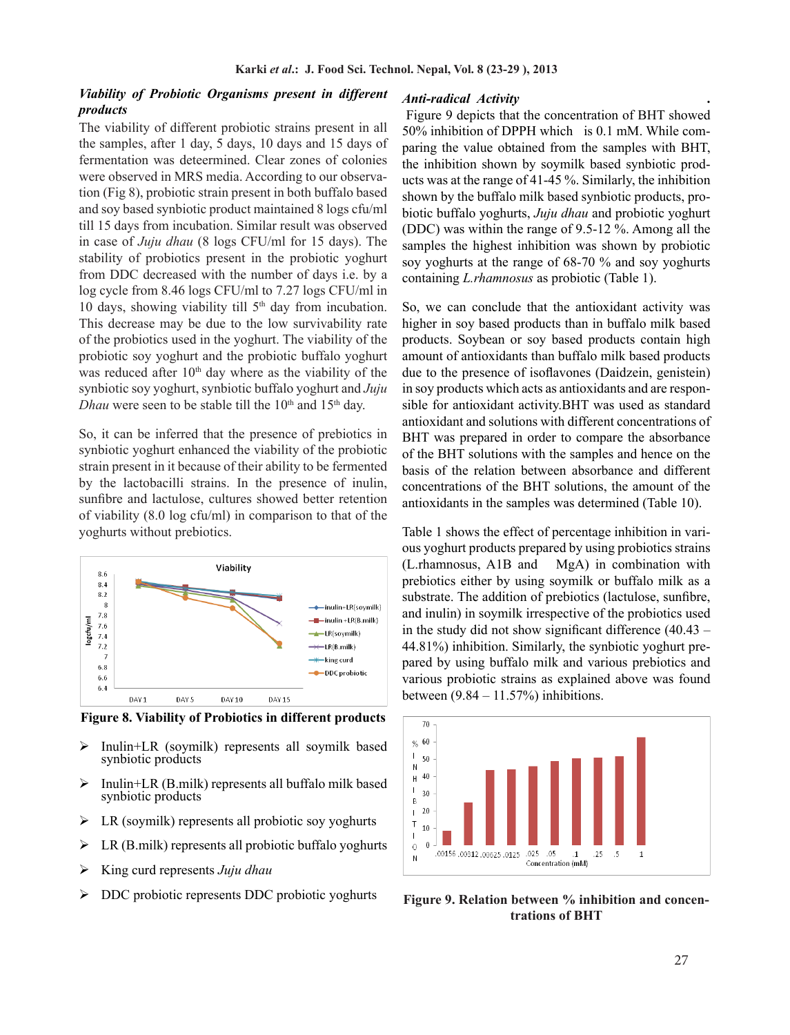### *Viability of Probiotic Organisms present in different products*

The viability of different probiotic strains present in all the samples, after 1 day, 5 days, 10 days and 15 days of fermentation was deteermined. Clear zones of colonies were observed in MRS media. According to our observation (Fig 8), probiotic strain present in both buffalo based and soy based synbiotic product maintained 8 logs cfu/ml till 15 days from incubation. Similar result was observed in case of *Juju dhau* (8 logs CFU/ml for 15 days). The stability of probiotics present in the probiotic yoghurt from DDC decreased with the number of days i.e. by a log cycle from 8.46 logs CFU/ml to 7.27 logs CFU/ml in 10 days, showing viability till 5th day from incubation. This decrease may be due to the low survivability rate of the probiotics used in the yoghurt. The viability of the probiotic soy yoghurt and the probiotic buffalo yoghurt was reduced after 10th day where as the viability of the synbiotic soy yoghurt, synbiotic buffalo yoghurt and *Juju Dhau* were seen to be stable till the 10th and 15th day.

So, it can be inferred that the presence of prebiotics in synbiotic yoghurt enhanced the viability of the probiotic strain present in it because of their ability to be fermented by the lactobacilli strains. In the presence of inulin, sunfibre and lactulose, cultures showed better retention of viability (8.0 log cfu/ml) in comparison to that of the yoghurts without prebiotics.

**Figure 8. Viability of Probiotics in different products**

- Inulin+LR (soymilk) represents all soymilk based synbiotic products
- Inulin+LR (B.milk) represents all buffalo milk based synbiotic products
- LR (soymilk) represents all probiotic soy yoghurts
- LR (B.milk) represents all probiotic buffalo yoghurts
- King curd represents *Juju dhau*
- DDC probiotic represents DDC probiotic yoghurts

### *Anti-radical Activity*

Figure 9 depicts that the concentration of BHT showed 50% inhibition of DPPH which is 0.1 mM. While comparing the value obtained from the samples with BHT, the inhibition shown by soymilk based synbiotic products was at the range of 41-45 %. Similarly, the inhibition shown by the buffalo milk based synbiotic products, probiotic buffalo yoghurts, *Juju dhau* and probiotic yoghurt (DDC) was within the range of 9.5-12 %. Among all the samples the highest inhibition was shown by probiotic soy yoghurts at the range of 68-70 % and soy yoghurts containing *L.rhamnosus* as probiotic (Table 1).

So, we can conclude that the antioxidant activity was higher in soy based products than in buffalo milk based products. Soybean or soy based products contain high amount of antioxidants than buffalo milk based products due to the presence of isoflavones (Daidzein, genistein) in soy products which acts as antioxidants and are responsible for antioxidant activity.BHT was used as standard antioxidant and solutions with different concentrations of BHT was prepared in order to compare the absorbance of the BHT solutions with the samples and hence on the basis of the relation between absorbance and different concentrations of the BHT solutions, the amount of the antioxidants in the samples was determined (Table 10).

Table 1 shows the effect of percentage inhibition in various yoghurt products prepared by using probiotics strains (L.rhamnosus, A1B and MgA) in combination with prebiotics either by using soymilk or buffalo milk as a substrate. The addition of prebiotics (lactulose, sunfibre, and inulin) in soymilk irrespective of the probiotics used in the study did not show significant difference (40.43 – 44.81%) inhibition. Similarly, the synbiotic yoghurt prepared by using buffalo milk and various prebiotics and various probiotic strains as explained above was found between (9.84 – 11.57%) inhibitions.

**Figure 9. Relation between % inhibition and concentrations of BHT**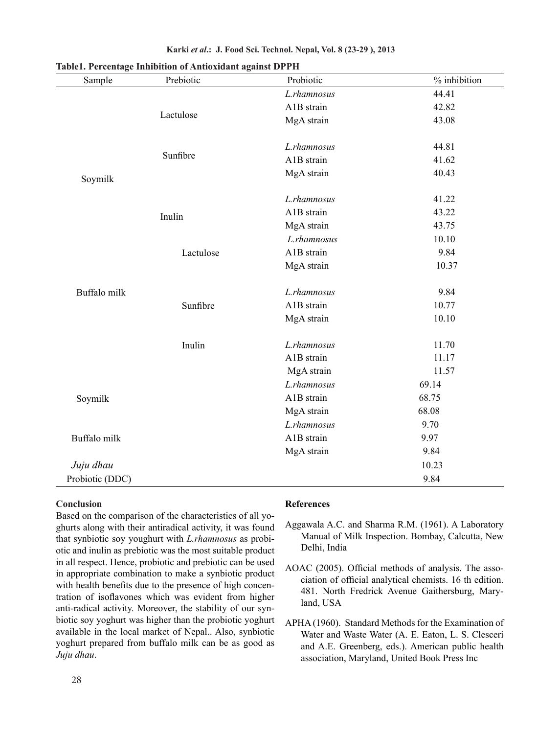**Table1. Percentage Inhibition of Antioxidant against DPPH**

| Sample | Prebiotic | Probiotic | % inhibition |
|---|---|---|---|
| Soymilk | Lactulose | *L.rhamnosus* | 44.41 |
| | | A1B strain | 42.82 |
| | | MgA strain | 43.08 |
| | Sunfibre | *L.rhamnosus* | 44.81 |
| | | A1B strain | 41.62 |
| | | MgA strain | 40.43 |
| | Inulin | *L.rhamnosus* | 41.22 |
| | | A1B strain | 43.22 |
| | | MgA strain | 43.75 |
| Buffalo milk | Lactulose | *L.rhamnosus* | 10.10 |
| | | A1B strain | 9.84 |
| | | MgA strain | 10.37 |
| | Sunfibre | *L.rhamnosus* | 9.84 |
| | | A1B strain | 10.77 |
| | | MgA strain | 10.10 |
| | Inulin | *L.rhamnosus* | 11.70 |
| | | A1B strain | 11.17 |
| | | MgA strain | 11.57 |
| Soymilk | | *L.rhamnosus* | 69.14 |
| | | A1B strain | 68.75 |
| | | MgA strain | 68.08 |
| Buffalo milk | | *L.rhamnosus* | 9.70 |
| | | A1B strain | 9.97 |
| | | MgA strain | 9.84 |
| *Juju dhau* | | | 10.23 |
| Probiotic (DDC) | | | 9.84 |

## Conclusion

Based on the comparison of the characteristics of all yoghurts along with their antiradical activity, it was found that synbiotic soy youghurt with *L.rhamnosus* as probiotic and inulin as prebiotic was the most suitable product in all respect. Hence, probiotic and prebiotic can be used in appropriate combination to make a synbiotic product with health benefits due to the presence of high concentration of isoflavones which was evident from higher anti-radical activity. Moreover, the stability of our synbiotic soy yoghurt was higher than the probiotic yoghurt available in the local market of Nepal.. Also, synbiotic yoghurt prepared from buffalo milk can be as good as *Juju dhau*.

## References

Aggawala A.C. and Sharma R.M. (1961). A Laboratory Manual of Milk Inspection. Bombay, Calcutta, New Delhi, India

AOAC (2005). Official methods of analysis. The association of official analytical chemists. 16 th edition. 481. North Fredrick Avenue Gaithersburg, Maryland, USA

APHA (1960). Standard Methods for the Examination of Water and Waste Water (A. E. Eaton, L. S. Clesceri and A.E. Greenberg, eds.). American public health association, Maryland, United Book Press Inc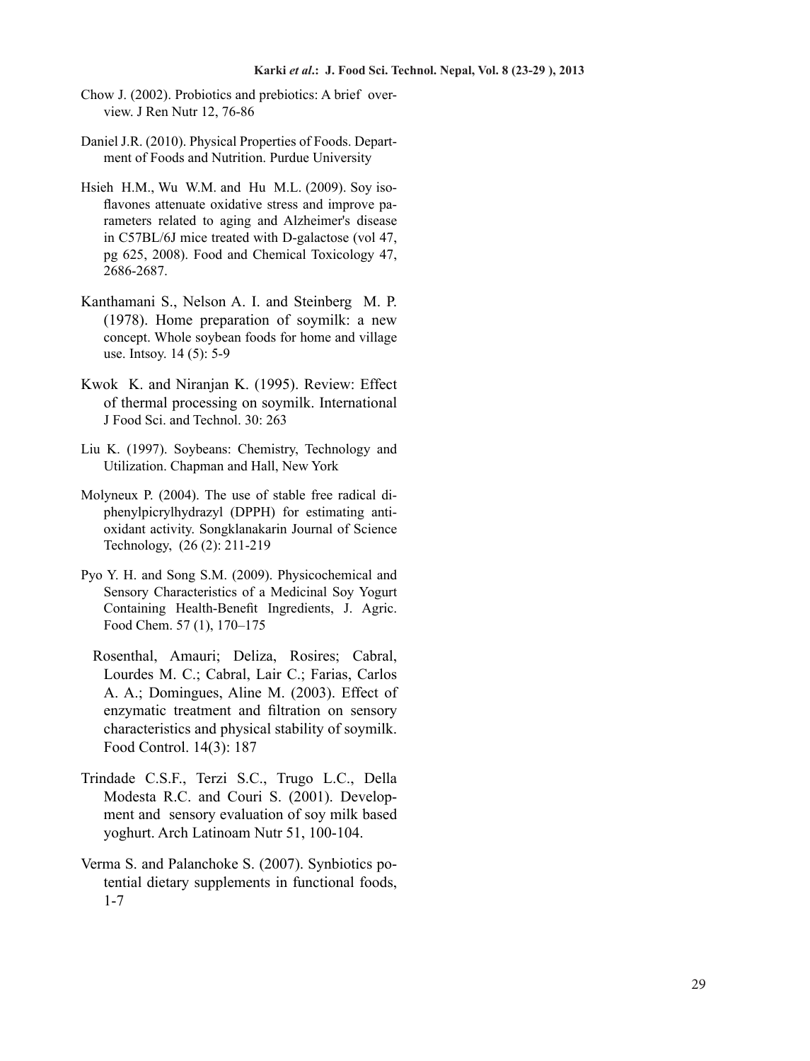Chow J. (2002). Probiotics and prebiotics: A brief overview. J Ren Nutr 12, 76-86

Daniel J.R. (2010). Physical Properties of Foods. Department of Foods and Nutrition. Purdue University

Hsieh H.M., Wu W.M. and Hu M.L. (2009). Soy isoflavones attenuate oxidative stress and improve parameters related to aging and Alzheimer's disease in C57BL/6J mice treated with D-galactose (vol 47, pg 625, 2008). Food and Chemical Toxicology 47, 2686-2687.

Kanthamani S., Nelson A. I. and Steinberg M. P. (1978). Home preparation of soymilk: a new concept. Whole soybean foods for home and village use. Intsoy. 14 (5): 5-9

Kwok K. and Niranjan K. (1995). Review: Effect of thermal processing on soymilk. International J Food Sci. and Technol. 30: 263

Liu K. (1997). Soybeans: Chemistry, Technology and Utilization. Chapman and Hall, New York

Molyneux P. (2004). The use of stable free radical diphenylpicrylhydrazyl (DPPH) for estimating antioxidant activity. Songklanakarin Journal of Science Technology, (26 (2): 211-219

Pyo Y. H. and Song S.M. (2009). Physicochemical and Sensory Characteristics of a Medicinal Soy Yogurt Containing Health-Benefit Ingredients, J. Agric. Food Chem. 57 (1), 170–175

Rosenthal, Amauri; Deliza, Rosires; Cabral, Lourdes M. C.; Cabral, Lair C.; Farias, Carlos A. A.; Domingues, Aline M. (2003). Effect of enzymatic treatment and filtration on sensory characteristics and physical stability of soymilk. Food Control. 14(3): 187

Trindade C.S.F., Terzi S.C., Trugo L.C., Della Modesta R.C. and Couri S. (2001). Development and sensory evaluation of soy milk based yoghurt. Arch Latinoam Nutr 51, 100-104.

Verma S. and Palanchoke S. (2007). Synbiotics potential dietary supplements in functional foods, 1-7